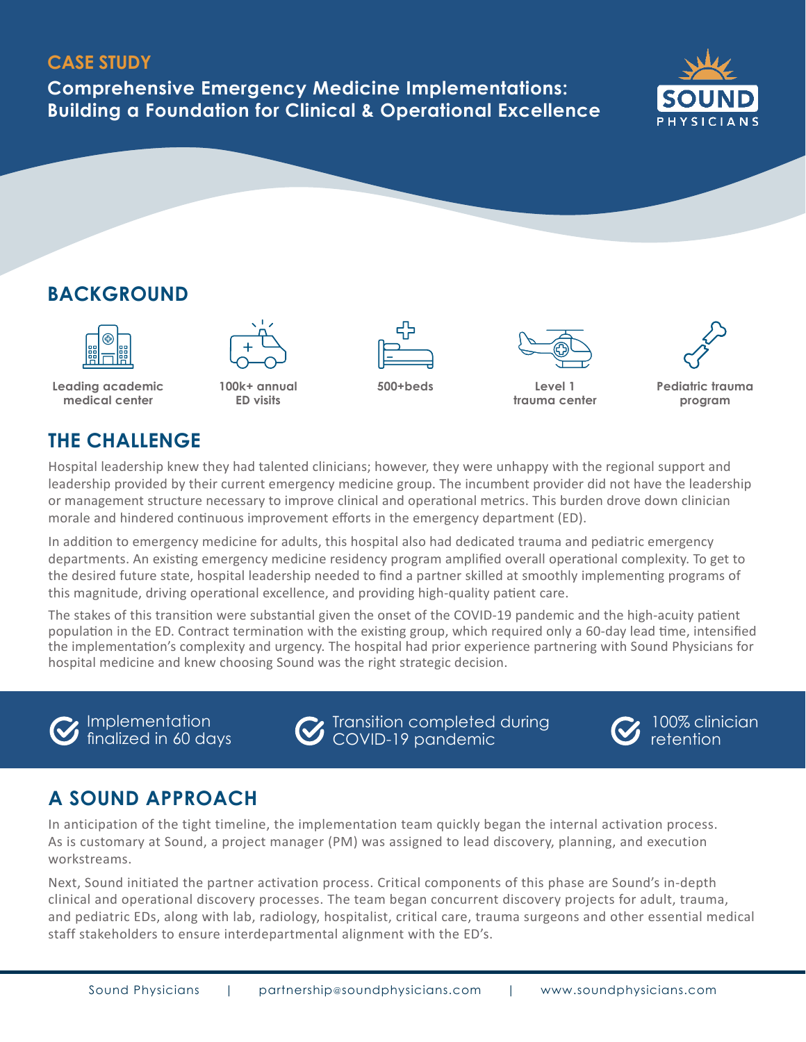**CASE STUDY**

# Comprehensive Emergency Medicine Implementations: Building a Foundation for Clinical & Operational Excellence

SOUND PHYSICIANS

## BACKGROUND

- Leading academic medical center
- 100k+ annual ED visits
- 500+beds
- Level 1 trauma center
- Pediatric trauma program

## THE CHALLENGE

Hospital leadership knew they had talented clinicians; however, they were unhappy with the regional support and leadership provided by their current emergency medicine group. The incumbent provider did not have the leadership or management structure necessary to improve clinical and operational metrics. This burden drove down clinician morale and hindered continuous improvement efforts in the emergency department (ED).

In addition to emergency medicine for adults, this hospital also had dedicated trauma and pediatric emergency departments. An existing emergency medicine residency program amplified overall operational complexity. To get to the desired future state, hospital leadership needed to find a partner skilled at smoothly implementing programs of this magnitude, driving operational excellence, and providing high-quality patient care.

The stakes of this transition were substantial given the onset of the COVID-19 pandemic and the high-acuity patient population in the ED. Contract termination with the existing group, which required only a 60-day lead time, intensified the implementation's complexity and urgency. The hospital had prior experience partnering with Sound Physicians for hospital medicine and knew choosing Sound was the right strategic decision.

- Implementation finalized in 60 days
- Transition completed during COVID-19 pandemic
- 100% clinician retention

## A SOUND APPROACH

In anticipation of the tight timeline, the implementation team quickly began the internal activation process. As is customary at Sound, a project manager (PM) was assigned to lead discovery, planning, and execution workstreams.

Next, Sound initiated the partner activation process. Critical components of this phase are Sound's in-depth clinical and operational discovery processes. The team began concurrent discovery projects for adult, trauma, and pediatric EDs, along with lab, radiology, hospitalist, critical care, trauma surgeons and other essential medical staff stakeholders to ensure interdepartmental alignment with the ED's.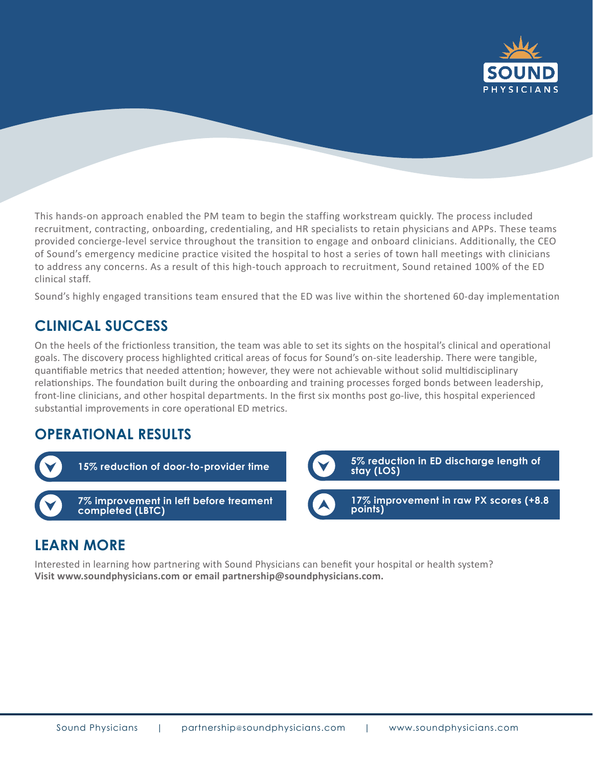This hands-on approach enabled the PM team to begin the staffing workstream quickly. The process included recruitment, contracting, onboarding, credentialing, and HR specialists to retain physicians and APPs. These teams provided concierge-level service throughout the transition to engage and onboard clinicians. Additionally, the CEO of Sound's emergency medicine practice visited the hospital to host a series of town hall meetings with clinicians to address any concerns. As a result of this high-touch approach to recruitment, Sound retained 100% of the ED clinical staff.

Sound's highly engaged transitions team ensured that the ED was live within the shortened 60-day implementation

## CLINICAL SUCCESS

On the heels of the frictionless transition, the team was able to set its sights on the hospital's clinical and operational goals. The discovery process highlighted critical areas of focus for Sound's on-site leadership. There were tangible, quantifiable metrics that needed attention; however, they were not achievable without solid multidisciplinary relationships. The foundation built during the onboarding and training processes forged bonds between leadership, front-line clinicians, and other hospital departments. In the first six months post go-live, this hospital experienced substantial improvements in core operational ED metrics.

## OPERATIONAL RESULTS

- **15% reduction of door-to-provider time**
- **7% improvement in left before treament completed (LBTC)**
- **5% reduction in ED discharge length of stay (LOS)**
- **17% improvement in raw PX scores (+8.8 points)**

## LEARN MORE

Interested in learning how partnering with Sound Physicians can benefit your hospital or health system?
**Visit www.soundphysicians.com or email partnership@soundphysicians.com.**